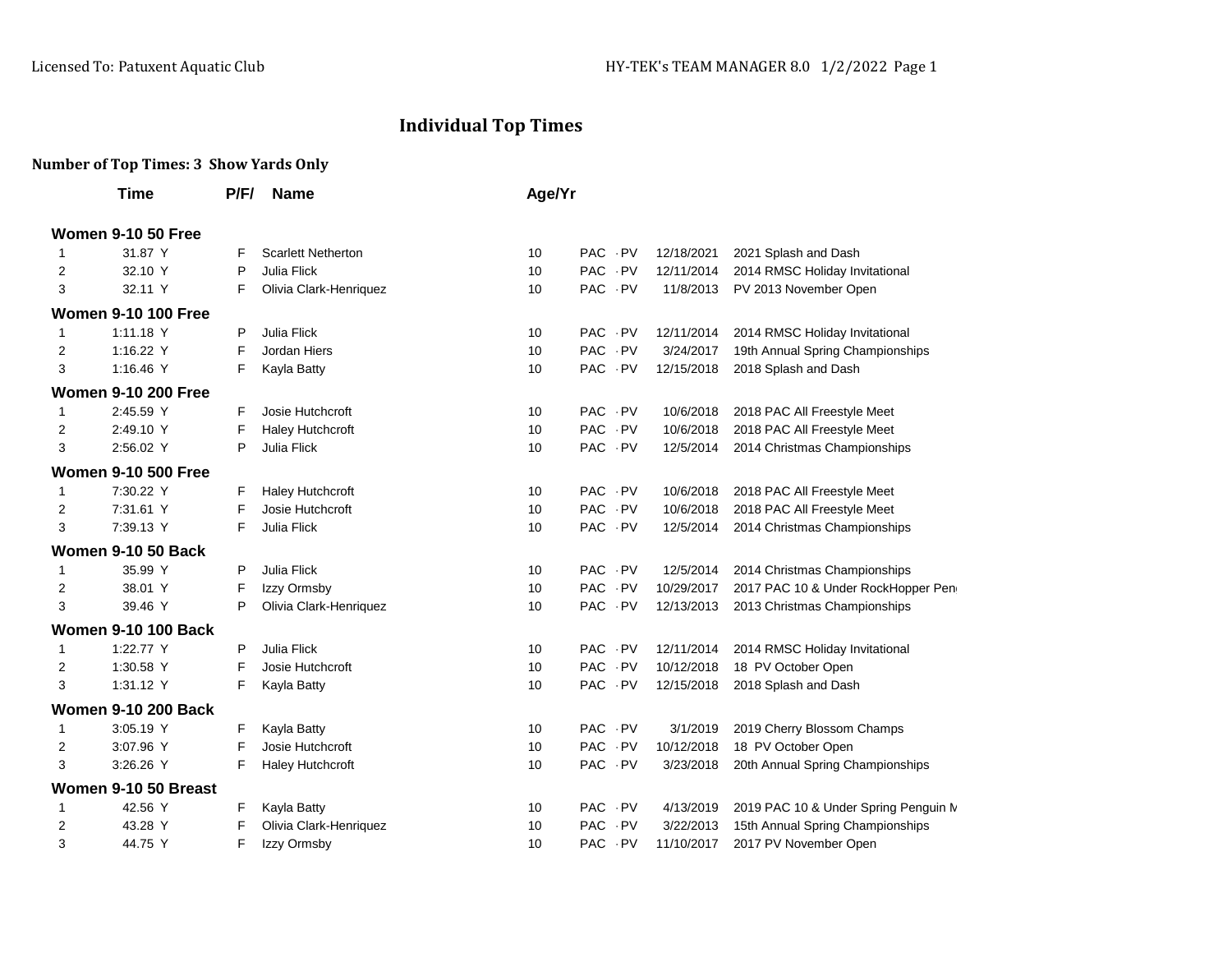# Individual Top Times

**Number of Top Times: 3 Show Yards Only**

| | Time | P/F/ | Name | Age/Yr | | | Date | Meet |
|---|---|---|---|---|---|---|---|---|
| **Women 9-10 50 Free** | | | | | | | | |
| 1 | 31.87 Y | F | Scarlett Netherton | 10 | PAC | -PV | 12/18/2021 | 2021 Splash and Dash |
| 2 | 32.10 Y | P | Julia Flick | 10 | PAC | -PV | 12/11/2014 | 2014 RMSC Holiday Invitational |
| 3 | 32.11 Y | F | Olivia Clark-Henriquez | 10 | PAC | -PV | 11/8/2013 | PV 2013 November Open |
| **Women 9-10 100 Free** | | | | | | | | |
| 1 | 1:11.18 Y | P | Julia Flick | 10 | PAC | -PV | 12/11/2014 | 2014 RMSC Holiday Invitational |
| 2 | 1:16.22 Y | F | Jordan Hiers | 10 | PAC | -PV | 3/24/2017 | 19th Annual Spring Championships |
| 3 | 1:16.46 Y | F | Kayla Batty | 10 | PAC | -PV | 12/15/2018 | 2018 Splash and Dash |
| **Women 9-10 200 Free** | | | | | | | | |
| 1 | 2:45.59 Y | F | Josie Hutchcroft | 10 | PAC | -PV | 10/6/2018 | 2018 PAC All Freestyle Meet |
| 2 | 2:49.10 Y | F | Haley Hutchcroft | 10 | PAC | -PV | 10/6/2018 | 2018 PAC All Freestyle Meet |
| 3 | 2:56.02 Y | P | Julia Flick | 10 | PAC | -PV | 12/5/2014 | 2014 Christmas Championships |
| **Women 9-10 500 Free** | | | | | | | | |
| 1 | 7:30.22 Y | F | Haley Hutchcroft | 10 | PAC | -PV | 10/6/2018 | 2018 PAC All Freestyle Meet |
| 2 | 7:31.61 Y | F | Josie Hutchcroft | 10 | PAC | -PV | 10/6/2018 | 2018 PAC All Freestyle Meet |
| 3 | 7:39.13 Y | F | Julia Flick | 10 | PAC | -PV | 12/5/2014 | 2014 Christmas Championships |
| **Women 9-10 50 Back** | | | | | | | | |
| 1 | 35.99 Y | P | Julia Flick | 10 | PAC | -PV | 12/5/2014 | 2014 Christmas Championships |
| 2 | 38.01 Y | F | Izzy Ormsby | 10 | PAC | -PV | 10/29/2017 | 2017 PAC 10 & Under RockHopper Pen |
| 3 | 39.46 Y | P | Olivia Clark-Henriquez | 10 | PAC | -PV | 12/13/2013 | 2013 Christmas Championships |
| **Women 9-10 100 Back** | | | | | | | | |
| 1 | 1:22.77 Y | P | Julia Flick | 10 | PAC | -PV | 12/11/2014 | 2014 RMSC Holiday Invitational |
| 2 | 1:30.58 Y | F | Josie Hutchcroft | 10 | PAC | -PV | 10/12/2018 | 18 PV October Open |
| 3 | 1:31.12 Y | F | Kayla Batty | 10 | PAC | -PV | 12/15/2018 | 2018 Splash and Dash |
| **Women 9-10 200 Back** | | | | | | | | |
| 1 | 3:05.19 Y | F | Kayla Batty | 10 | PAC | -PV | 3/1/2019 | 2019 Cherry Blossom Champs |
| 2 | 3:07.96 Y | F | Josie Hutchcroft | 10 | PAC | -PV | 10/12/2018 | 18 PV October Open |
| 3 | 3:26.26 Y | F | Haley Hutchcroft | 10 | PAC | -PV | 3/23/2018 | 20th Annual Spring Championships |
| **Women 9-10 50 Breast** | | | | | | | | |
| 1 | 42.56 Y | F | Kayla Batty | 10 | PAC | -PV | 4/13/2019 | 2019 PAC 10 & Under Spring Penguin M |
| 2 | 43.28 Y | F | Olivia Clark-Henriquez | 10 | PAC | -PV | 3/22/2013 | 15th Annual Spring Championships |
| 3 | 44.75 Y | F | Izzy Ormsby | 10 | PAC | -PV | 11/10/2017 | 2017 PV November Open |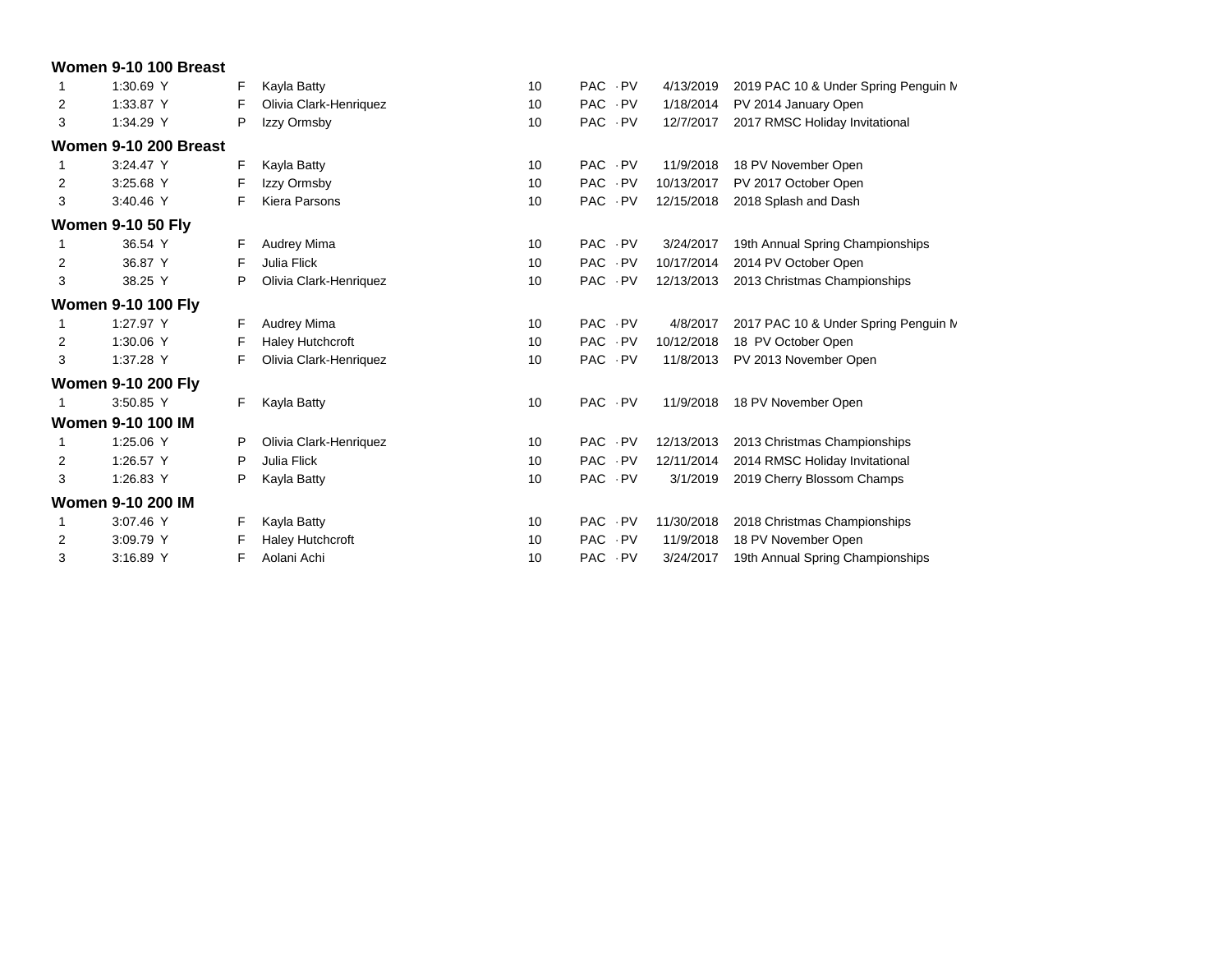### Women 9-10 100 Breast

| | | | | | | | | |
|---|---|---|---|---|---|---|---|---|
| 1 | 1:30.69 Y | F | Kayla Batty | 10 | PAC | -PV | 4/13/2019 | 2019 PAC 10 & Under Spring Penguin M |
| 2 | 1:33.87 Y | F | Olivia Clark-Henriquez | 10 | PAC | -PV | 1/18/2014 | PV 2014 January Open |
| 3 | 1:34.29 Y | P | Izzy Ormsby | 10 | PAC | -PV | 12/7/2017 | 2017 RMSC Holiday Invitational |

### Women 9-10 200 Breast

| | | | | | | | | |
|---|---|---|---|---|---|---|---|---|
| 1 | 3:24.47 Y | F | Kayla Batty | 10 | PAC | -PV | 11/9/2018 | 18 PV November Open |
| 2 | 3:25.68 Y | F | Izzy Ormsby | 10 | PAC | -PV | 10/13/2017 | PV 2017 October Open |
| 3 | 3:40.46 Y | F | Kiera Parsons | 10 | PAC | -PV | 12/15/2018 | 2018 Splash and Dash |

### Women 9-10 50 Fly

| | | | | | | | | |
|---|---|---|---|---|---|---|---|---|
| 1 | 36.54 Y | F | Audrey Mima | 10 | PAC | -PV | 3/24/2017 | 19th Annual Spring Championships |
| 2 | 36.87 Y | F | Julia Flick | 10 | PAC | -PV | 10/17/2014 | 2014 PV October Open |
| 3 | 38.25 Y | P | Olivia Clark-Henriquez | 10 | PAC | -PV | 12/13/2013 | 2013 Christmas Championships |

### Women 9-10 100 Fly

| | | | | | | | | |
|---|---|---|---|---|---|---|---|---|
| 1 | 1:27.97 Y | F | Audrey Mima | 10 | PAC | -PV | 4/8/2017 | 2017 PAC 10 & Under Spring Penguin M |
| 2 | 1:30.06 Y | F | Haley Hutchcroft | 10 | PAC | -PV | 10/12/2018 | 18 PV October Open |
| 3 | 1:37.28 Y | F | Olivia Clark-Henriquez | 10 | PAC | -PV | 11/8/2013 | PV 2013 November Open |

### Women 9-10 200 Fly

| | | | | | | | | |
|---|---|---|---|---|---|---|---|---|
| 1 | 3:50.85 Y | F | Kayla Batty | 10 | PAC | -PV | 11/9/2018 | 18 PV November Open |

### Women 9-10 100 IM

| | | | | | | | | |
|---|---|---|---|---|---|---|---|---|
| 1 | 1:25.06 Y | P | Olivia Clark-Henriquez | 10 | PAC | -PV | 12/13/2013 | 2013 Christmas Championships |
| 2 | 1:26.57 Y | P | Julia Flick | 10 | PAC | -PV | 12/11/2014 | 2014 RMSC Holiday Invitational |
| 3 | 1:26.83 Y | P | Kayla Batty | 10 | PAC | -PV | 3/1/2019 | 2019 Cherry Blossom Champs |

### Women 9-10 200 IM

| | | | | | | | | |
|---|---|---|---|---|---|---|---|---|
| 1 | 3:07.46 Y | F | Kayla Batty | 10 | PAC | -PV | 11/30/2018 | 2018 Christmas Championships |
| 2 | 3:09.79 Y | F | Haley Hutchcroft | 10 | PAC | -PV | 11/9/2018 | 18 PV November Open |
| 3 | 3:16.89 Y | F | Aolani Achi | 10 | PAC | -PV | 3/24/2017 | 19th Annual Spring Championships |